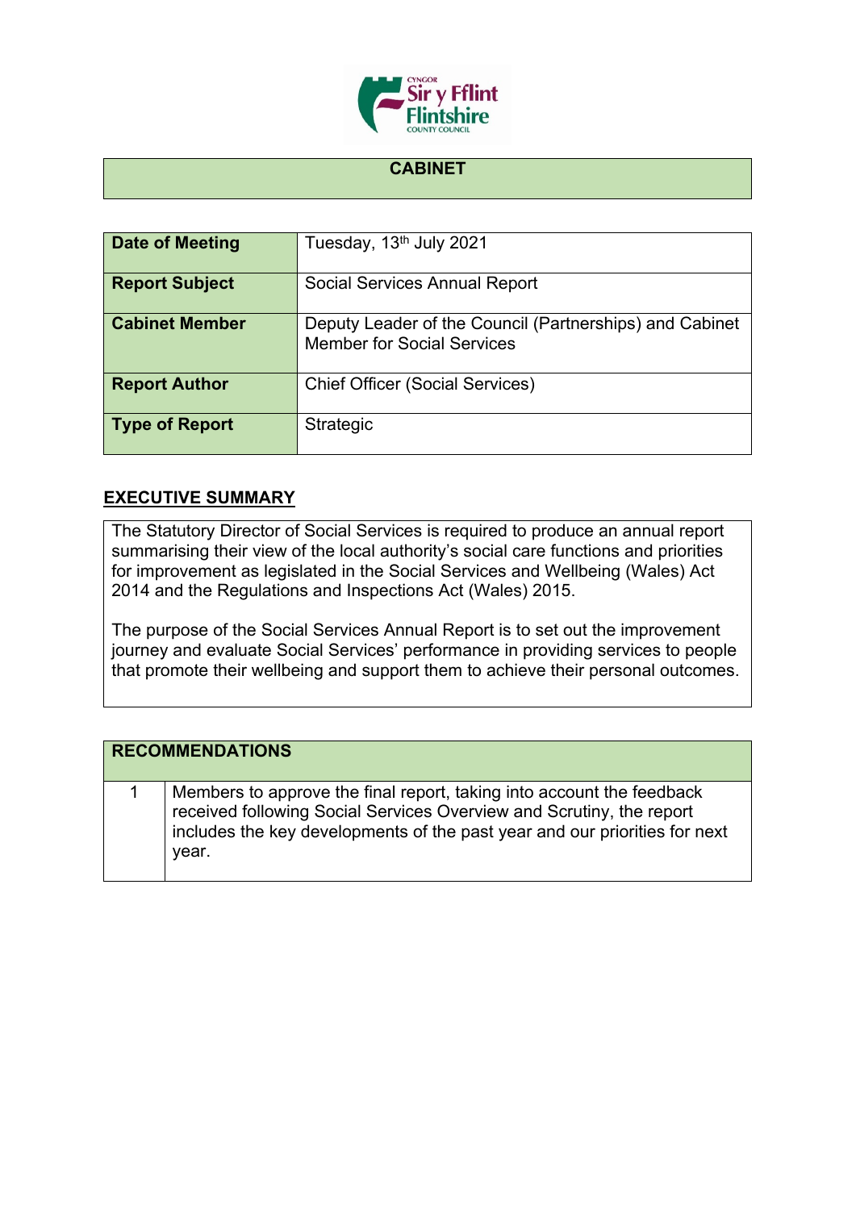# CABINET

| Date of Meeting | Tuesday, 13th July 2021 |
| --- | --- |
| Report Subject | Social Services Annual Report |
| Cabinet Member | Deputy Leader of the Council (Partnerships) and Cabinet Member for Social Services |
| Report Author | Chief Officer (Social Services) |
| Type of Report | Strategic |

## EXECUTIVE SUMMARY

The Statutory Director of Social Services is required to produce an annual report summarising their view of the local authority's social care functions and priorities for improvement as legislated in the Social Services and Wellbeing (Wales) Act 2014 and the Regulations and Inspections Act (Wales) 2015.

The purpose of the Social Services Annual Report is to set out the improvement journey and evaluate Social Services' performance in providing services to people that promote their wellbeing and support them to achieve their personal outcomes.

| RECOMMENDATIONS | |
| --- | --- |
| 1 | Members to approve the final report, taking into account the feedback received following Social Services Overview and Scrutiny, the report includes the key developments of the past year and our priorities for next year. |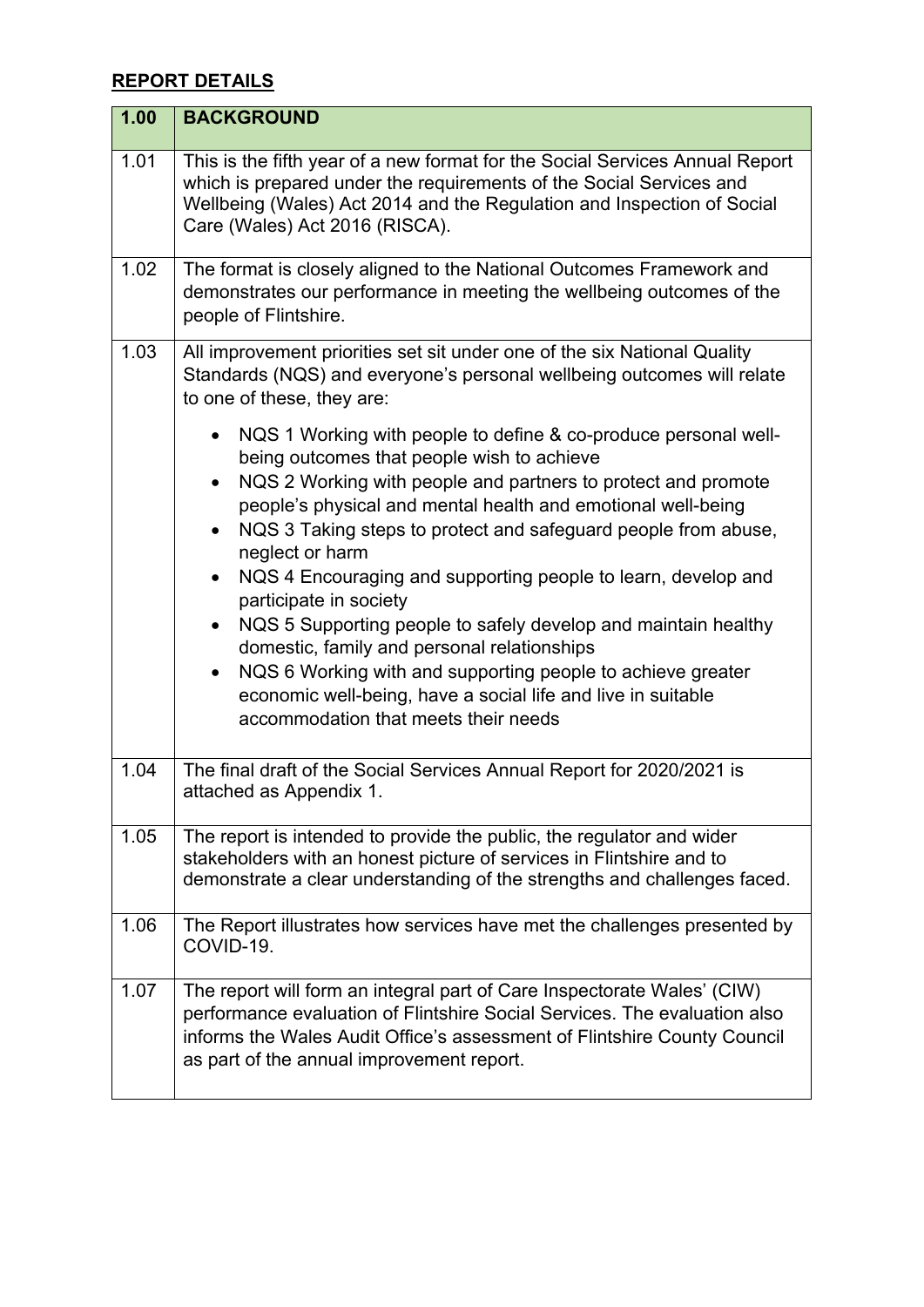## REPORT DETAILS

| 1.00 | BACKGROUND |
|---|---|
| 1.01 | This is the fifth year of a new format for the Social Services Annual Report which is prepared under the requirements of the Social Services and Wellbeing (Wales) Act 2014 and the Regulation and Inspection of Social Care (Wales) Act 2016 (RISCA). |
| 1.02 | The format is closely aligned to the National Outcomes Framework and demonstrates our performance in meeting the wellbeing outcomes of the people of Flintshire. |
| 1.03 | All improvement priorities set sit under one of the six National Quality Standards (NQS) and everyone's personal wellbeing outcomes will relate to one of these, they are:<br><br>• NQS 1 Working with people to define & co-produce personal well-being outcomes that people wish to achieve<br>• NQS 2 Working with people and partners to protect and promote people's physical and mental health and emotional well-being<br>• NQS 3 Taking steps to protect and safeguard people from abuse, neglect or harm<br>• NQS 4 Encouraging and supporting people to learn, develop and participate in society<br>• NQS 5 Supporting people to safely develop and maintain healthy domestic, family and personal relationships<br>• NQS 6 Working with and supporting people to achieve greater economic well-being, have a social life and live in suitable accommodation that meets their needs |
| 1.04 | The final draft of the Social Services Annual Report for 2020/2021 is attached as Appendix 1. |
| 1.05 | The report is intended to provide the public, the regulator and wider stakeholders with an honest picture of services in Flintshire and to demonstrate a clear understanding of the strengths and challenges faced. |
| 1.06 | The Report illustrates how services have met the challenges presented by COVID-19. |
| 1.07 | The report will form an integral part of Care Inspectorate Wales' (CIW) performance evaluation of Flintshire Social Services. The evaluation also informs the Wales Audit Office's assessment of Flintshire County Council as part of the annual improvement report. |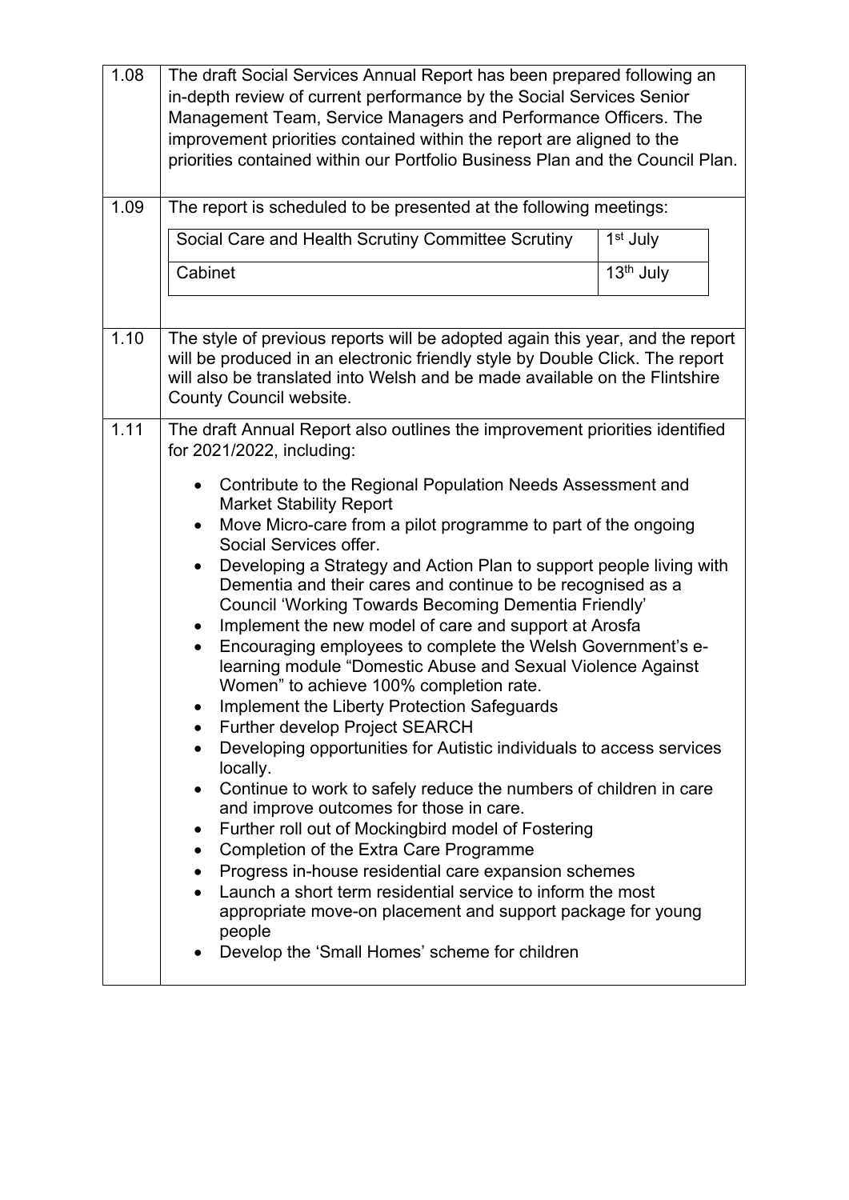| | |
|---|---|
| 1.08 | The draft Social Services Annual Report has been prepared following an in-depth review of current performance by the Social Services Senior Management Team, Service Managers and Performance Officers. The improvement priorities contained within the report are aligned to the priorities contained within our Portfolio Business Plan and the Council Plan. |
| 1.09 | The report is scheduled to be presented at the following meetings:<br><br>Social Care and Health Scrutiny Committee Scrutiny — 1st July<br>Cabinet — 13th July |
| 1.10 | The style of previous reports will be adopted again this year, and the report will be produced in an electronic friendly style by Double Click. The report will also be translated into Welsh and be made available on the Flintshire County Council website. |
| 1.11 | The draft Annual Report also outlines the improvement priorities identified for 2021/2022, including:<br><br>• Contribute to the Regional Population Needs Assessment and Market Stability Report<br>• Move Micro-care from a pilot programme to part of the ongoing Social Services offer.<br>• Developing a Strategy and Action Plan to support people living with Dementia and their cares and continue to be recognised as a Council 'Working Towards Becoming Dementia Friendly'<br>• Implement the new model of care and support at Arosfa<br>• Encouraging employees to complete the Welsh Government's e-learning module "Domestic Abuse and Sexual Violence Against Women" to achieve 100% completion rate.<br>• Implement the Liberty Protection Safeguards<br>• Further develop Project SEARCH<br>• Developing opportunities for Autistic individuals to access services locally.<br>• Continue to work to safely reduce the numbers of children in care and improve outcomes for those in care.<br>• Further roll out of Mockingbird model of Fostering<br>• Completion of the Extra Care Programme<br>• Progress in-house residential care expansion schemes<br>• Launch a short term residential service to inform the most appropriate move-on placement and support package for young people<br>• Develop the 'Small Homes' scheme for children |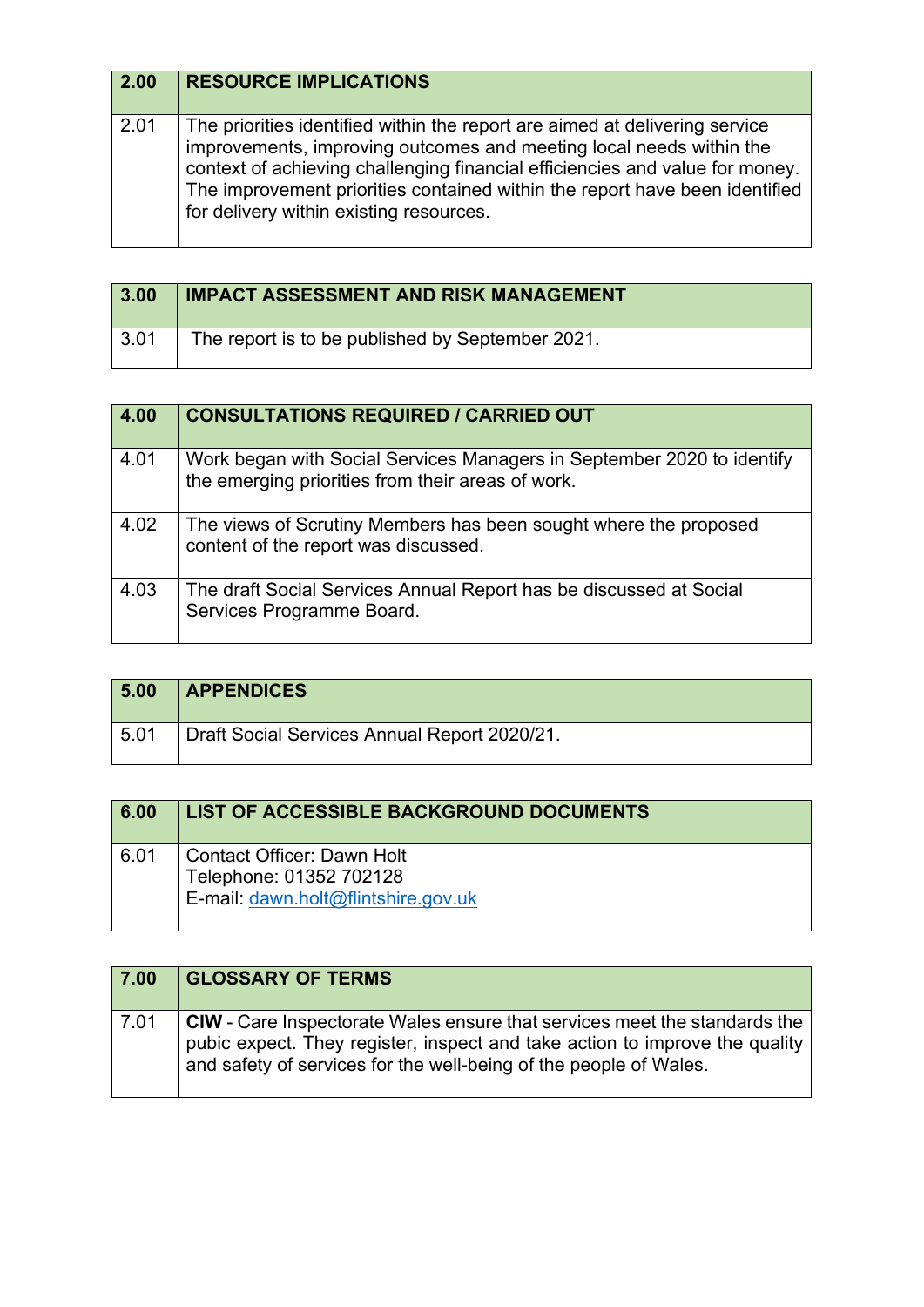| 2.00 | RESOURCE IMPLICATIONS |
|---|---|
| 2.01 | The priorities identified within the report are aimed at delivering service improvements, improving outcomes and meeting local needs within the context of achieving challenging financial efficiencies and value for money. The improvement priorities contained within the report have been identified for delivery within existing resources. |

| 3.00 | IMPACT ASSESSMENT AND RISK MANAGEMENT |
|---|---|
| 3.01 | The report is to be published by September 2021. |

| 4.00 | CONSULTATIONS REQUIRED / CARRIED OUT |
|---|---|
| 4.01 | Work began with Social Services Managers in September 2020 to identify the emerging priorities from their areas of work. |
| 4.02 | The views of Scrutiny Members has been sought where the proposed content of the report was discussed. |
| 4.03 | The draft Social Services Annual Report has be discussed at Social Services Programme Board. |

| 5.00 | APPENDICES |
|---|---|
| 5.01 | Draft Social Services Annual Report 2020/21. |

| 6.00 | LIST OF ACCESSIBLE BACKGROUND DOCUMENTS |
|---|---|
| 6.01 | Contact Officer: Dawn Holt<br>Telephone: 01352 702128<br>E-mail: dawn.holt@flintshire.gov.uk |

| 7.00 | GLOSSARY OF TERMS |
|---|---|
| 7.01 | **CIW** - Care Inspectorate Wales ensure that services meet the standards the pubic expect. They register, inspect and take action to improve the quality and safety of services for the well-being of the people of Wales. |